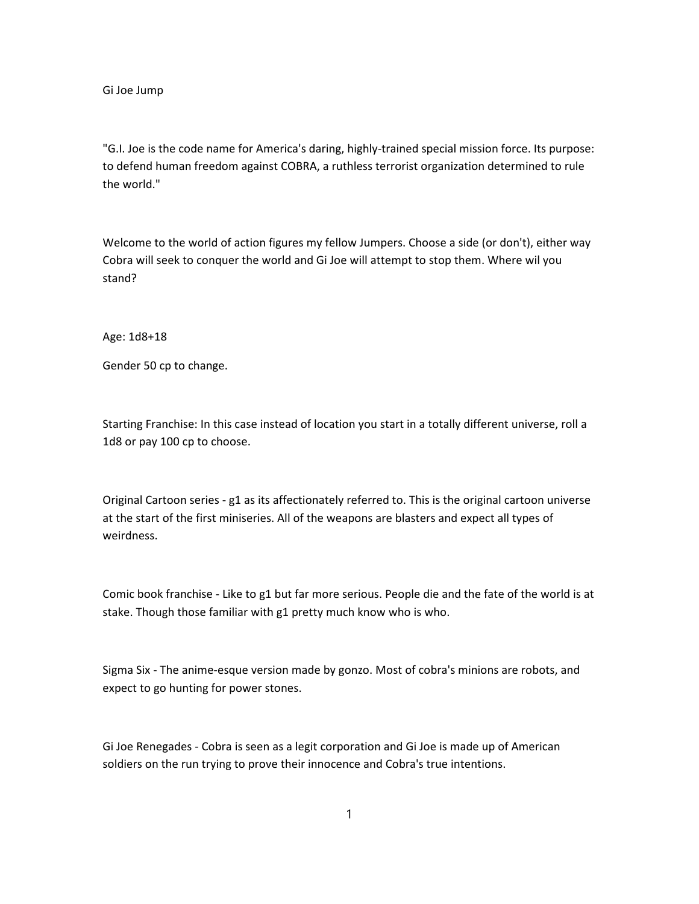# Gi Joe Jump

"G.I. Joe is the code name for America's daring, highly-trained special mission force. Its purpose: to defend human freedom against COBRA, a ruthless terrorist organization determined to rule the world."

Welcome to the world of action figures my fellow Jumpers. Choose a side (or don't), either way Cobra will seek to conquer the world and Gi Joe will attempt to stop them. Where wil you stand?

Age: 1d8+18

Gender 50 cp to change.

Starting Franchise: In this case instead of location you start in a totally different universe, roll a 1d8 or pay 100 cp to choose.

Original Cartoon series - g1 as its affectionately referred to. This is the original cartoon universe at the start of the first miniseries. All of the weapons are blasters and expect all types of weirdness.

Comic book franchise - Like to g1 but far more serious. People die and the fate of the world is at stake. Though those familiar with g1 pretty much know who is who.

Sigma Six - The anime-esque version made by gonzo. Most of cobra's minions are robots, and expect to go hunting for power stones.

Gi Joe Renegades - Cobra is seen as a legit corporation and Gi Joe is made up of American soldiers on the run trying to prove their innocence and Cobra's true intentions.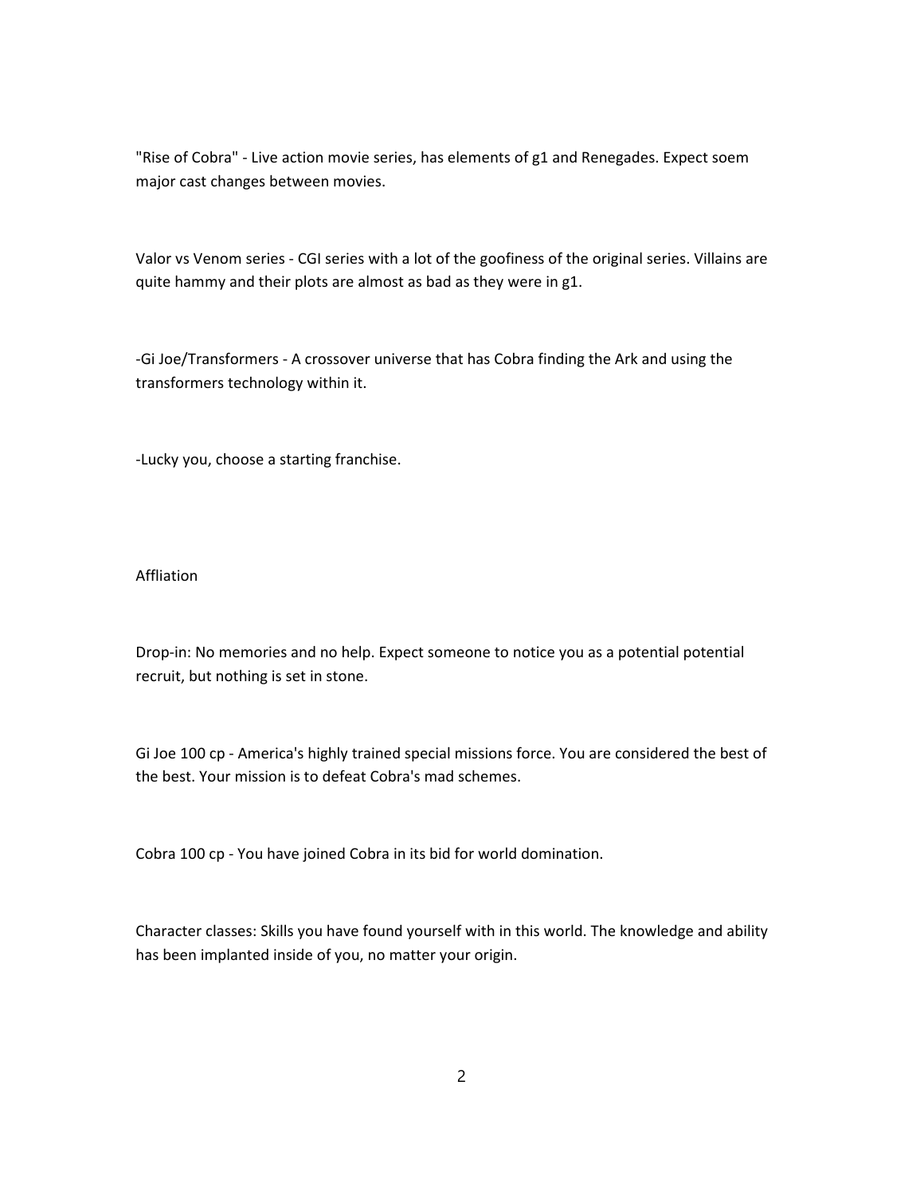"Rise of Cobra" - Live action movie series, has elements of g1 and Renegades. Expect soem major cast changes between movies.

Valor vs Venom series - CGI series with a lot of the goofiness of the original series. Villains are quite hammy and their plots are almost as bad as they were in g1.

-Gi Joe/Transformers - A crossover universe that has Cobra finding the Ark and using the transformers technology within it.

-Lucky you, choose a starting franchise.

Affliation

Drop-in: No memories and no help. Expect someone to notice you as a potential potential recruit, but nothing is set in stone.

Gi Joe 100 cp - America's highly trained special missions force. You are considered the best of the best. Your mission is to defeat Cobra's mad schemes.

Cobra 100 cp - You have joined Cobra in its bid for world domination.

Character classes: Skills you have found yourself with in this world. The knowledge and ability has been implanted inside of you, no matter your origin.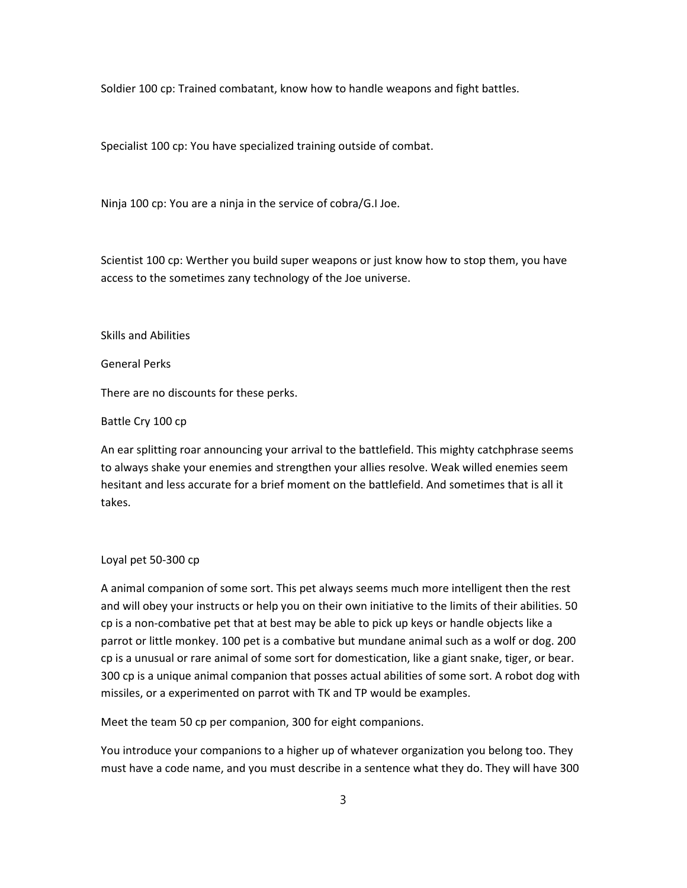Soldier 100 cp: Trained combatant, know how to handle weapons and fight battles.

Specialist 100 cp: You have specialized training outside of combat.

Ninja 100 cp: You are a ninja in the service of cobra/G.I Joe.

Scientist 100 cp: Werther you build super weapons or just know how to stop them, you have access to the sometimes zany technology of the Joe universe.

## Skills and Abilities

### General Perks

There are no discounts for these perks.

**Battle Cry 100 cp**

An ear splitting roar announcing your arrival to the battlefield. This mighty catchphrase seems to always shake your enemies and strengthen your allies resolve. Weak willed enemies seem hesitant and less accurate for a brief moment on the battlefield. And sometimes that is all it takes.

**Loyal pet 50-300 cp**

A animal companion of some sort. This pet always seems much more intelligent then the rest and will obey your instructs or help you on their own initiative to the limits of their abilities. 50 cp is a non-combative pet that at best may be able to pick up keys or handle objects like a parrot or little monkey. 100 pet is a combative but mundane animal such as a wolf or dog. 200 cp is a unusual or rare animal of some sort for domestication, like a giant snake, tiger, or bear. 300 cp is a unique animal companion that posses actual abilities of some sort. A robot dog with missiles, or a experimented on parrot with TK and TP would be examples.

**Meet the team 50 cp per companion, 300 for eight companions.**

You introduce your companions to a higher up of whatever organization you belong too. They must have a code name, and you must describe in a sentence what they do. They will have 300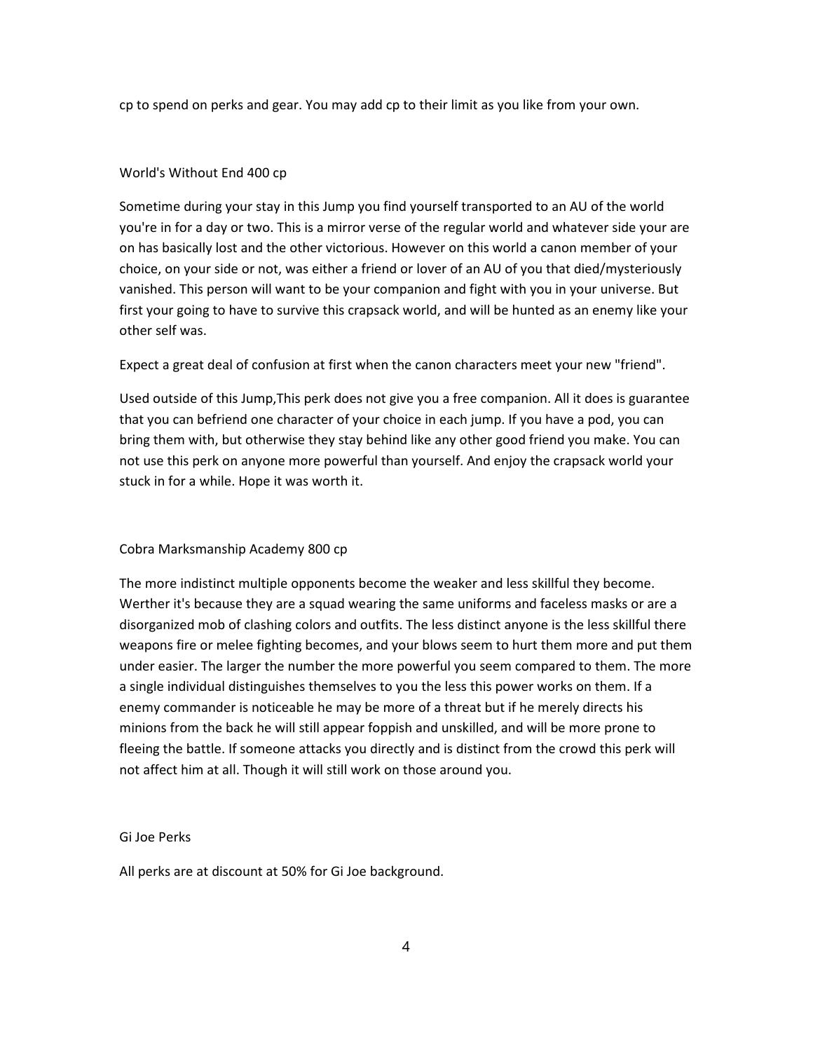cp to spend on perks and gear. You may add cp to their limit as you like from your own.

World's Without End 400 cp

Sometime during your stay in this Jump you find yourself transported to an AU of the world you're in for a day or two. This is a mirror verse of the regular world and whatever side your are on has basically lost and the other victorious. However on this world a canon member of your choice, on your side or not, was either a friend or lover of an AU of you that died/mysteriously vanished. This person will want to be your companion and fight with you in your universe. But first your going to have to survive this crapsack world, and will be hunted as an enemy like your other self was.

Expect a great deal of confusion at first when the canon characters meet your new "friend".

Used outside of this Jump,This perk does not give you a free companion. All it does is guarantee that you can befriend one character of your choice in each jump. If you have a pod, you can bring them with, but otherwise they stay behind like any other good friend you make. You can not use this perk on anyone more powerful than yourself. And enjoy the crapsack world your stuck in for a while. Hope it was worth it.

Cobra Marksmanship Academy 800 cp

The more indistinct multiple opponents become the weaker and less skillful they become. Werther it's because they are a squad wearing the same uniforms and faceless masks or are a disorganized mob of clashing colors and outfits. The less distinct anyone is the less skillful there weapons fire or melee fighting becomes, and your blows seem to hurt them more and put them under easier. The larger the number the more powerful you seem compared to them. The more a single individual distinguishes themselves to you the less this power works on them. If a enemy commander is noticeable he may be more of a threat but if he merely directs his minions from the back he will still appear foppish and unskilled, and will be more prone to fleeing the battle. If someone attacks you directly and is distinct from the crowd this perk will not affect him at all. Though it will still work on those around you.

Gi Joe Perks

All perks are at discount at 50% for Gi Joe background.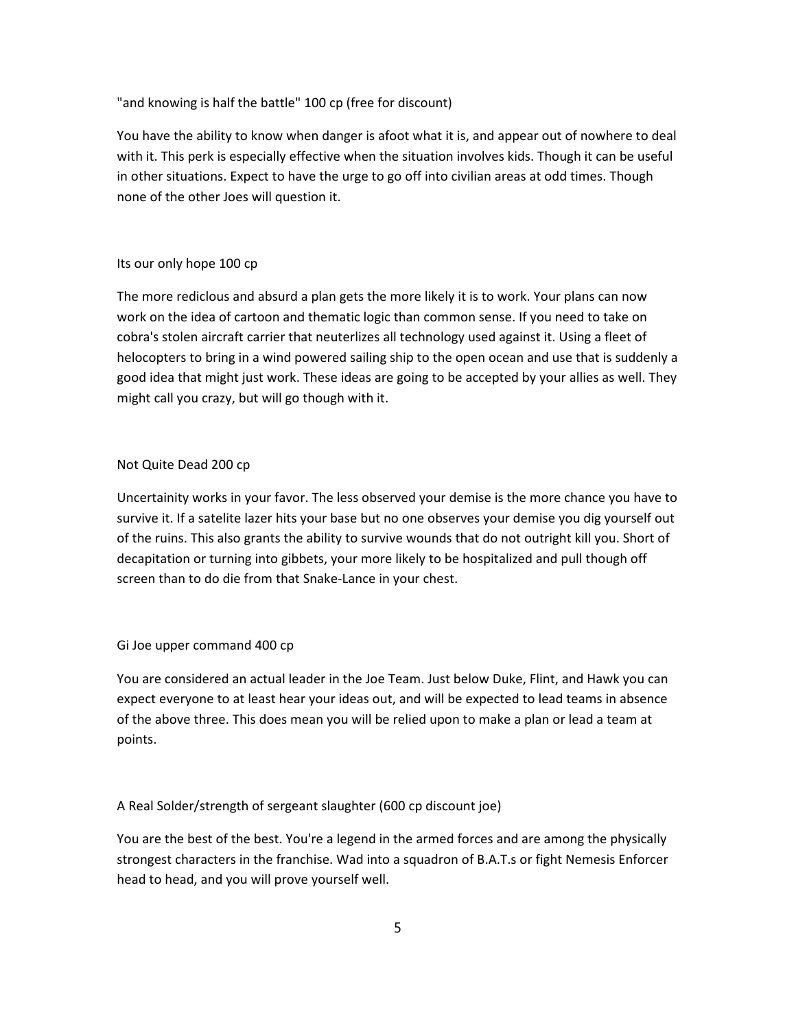"and knowing is half the battle" 100 cp (free for discount)

You have the ability to know when danger is afoot what it is, and appear out of nowhere to deal with it. This perk is especially effective when the situation involves kids. Though it can be useful in other situations. Expect to have the urge to go off into civilian areas at odd times. Though none of the other Joes will question it.

Its our only hope 100 cp

The more rediclous and absurd a plan gets the more likely it is to work. Your plans can now work on the idea of cartoon and thematic logic than common sense. If you need to take on cobra's stolen aircraft carrier that neuterlizes all technology used against it. Using a fleet of helocopters to bring in a wind powered sailing ship to the open ocean and use that is suddenly a good idea that might just work. These ideas are going to be accepted by your allies as well. They might call you crazy, but will go though with it.

Not Quite Dead 200 cp

Uncertainity works in your favor. The less observed your demise is the more chance you have to survive it. If a satelite lazer hits your base but no one observes your demise you dig yourself out of the ruins. This also grants the ability to survive wounds that do not outright kill you. Short of decapitation or turning into gibbets, your more likely to be hospitalized and pull though off screen than to do die from that Snake-Lance in your chest.

Gi Joe upper command 400 cp

You are considered an actual leader in the Joe Team. Just below Duke, Flint, and Hawk you can expect everyone to at least hear your ideas out, and will be expected to lead teams in absence of the above three. This does mean you will be relied upon to make a plan or lead a team at points.

A Real Solder/strength of sergeant slaughter (600 cp discount joe)

You are the best of the best. You're a legend in the armed forces and are among the physically strongest characters in the franchise. Wad into a squadron of B.A.T.s or fight Nemesis Enforcer head to head, and you will prove yourself well.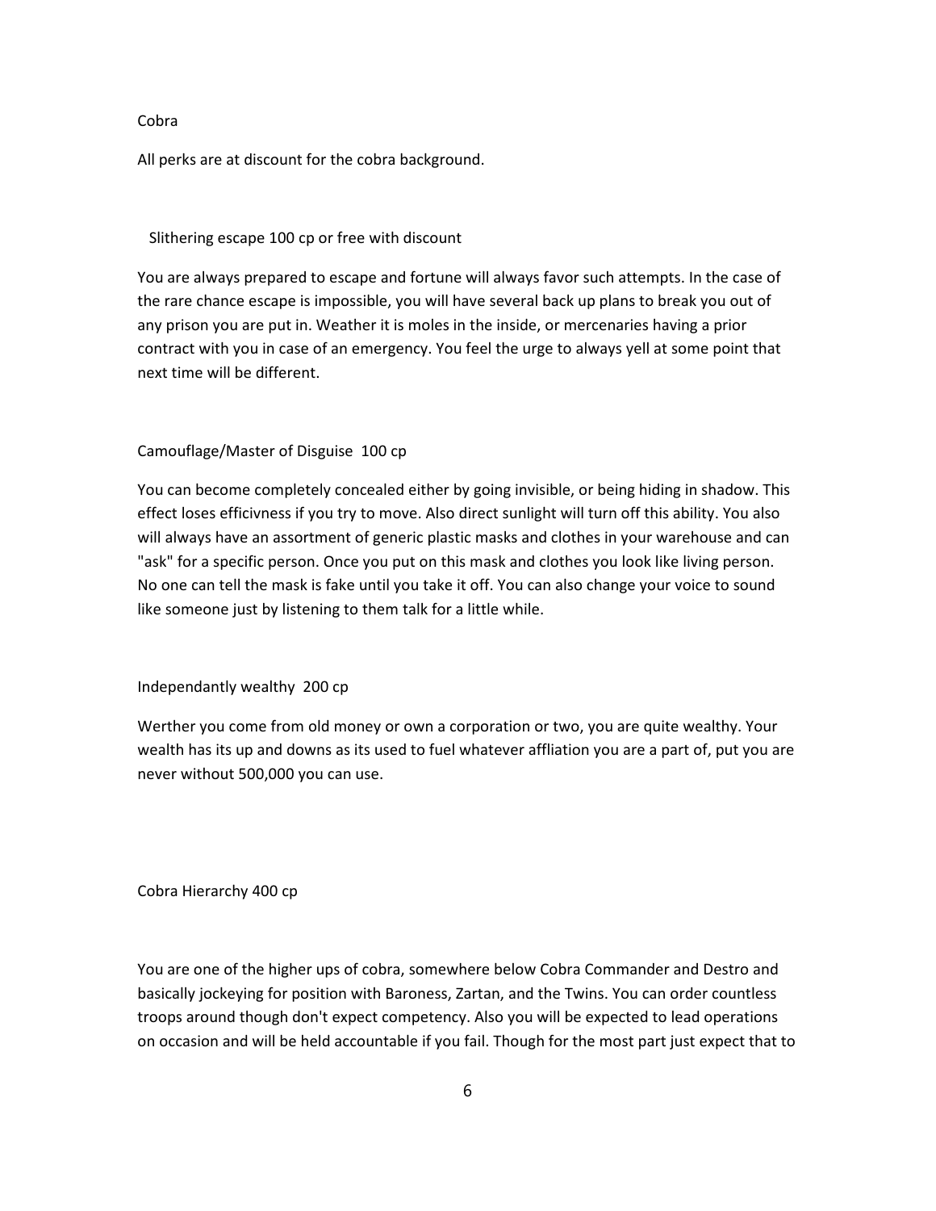## Cobra

All perks are at discount for the cobra background.

### Slithering escape 100 cp or free with discount

You are always prepared to escape and fortune will always favor such attempts. In the case of the rare chance escape is impossible, you will have several back up plans to break you out of any prison you are put in. Weather it is moles in the inside, or mercenaries having a prior contract with you in case of an emergency. You feel the urge to always yell at some point that next time will be different.

### Camouflage/Master of Disguise 100 cp

You can become completely concealed either by going invisible, or being hiding in shadow. This effect loses efficivness if you try to move. Also direct sunlight will turn off this ability. You also will always have an assortment of generic plastic masks and clothes in your warehouse and can "ask" for a specific person. Once you put on this mask and clothes you look like living person. No one can tell the mask is fake until you take it off. You can also change your voice to sound like someone just by listening to them talk for a little while.

### Independantly wealthy 200 cp

Werther you come from old money or own a corporation or two, you are quite wealthy. Your wealth has its up and downs as its used to fuel whatever affliation you are a part of, put you are never without 500,000 you can use.

### Cobra Hierarchy 400 cp

You are one of the higher ups of cobra, somewhere below Cobra Commander and Destro and basically jockeying for position with Baroness, Zartan, and the Twins. You can order countless troops around though don't expect competency. Also you will be expected to lead operations on occasion and will be held accountable if you fail. Though for the most part just expect that to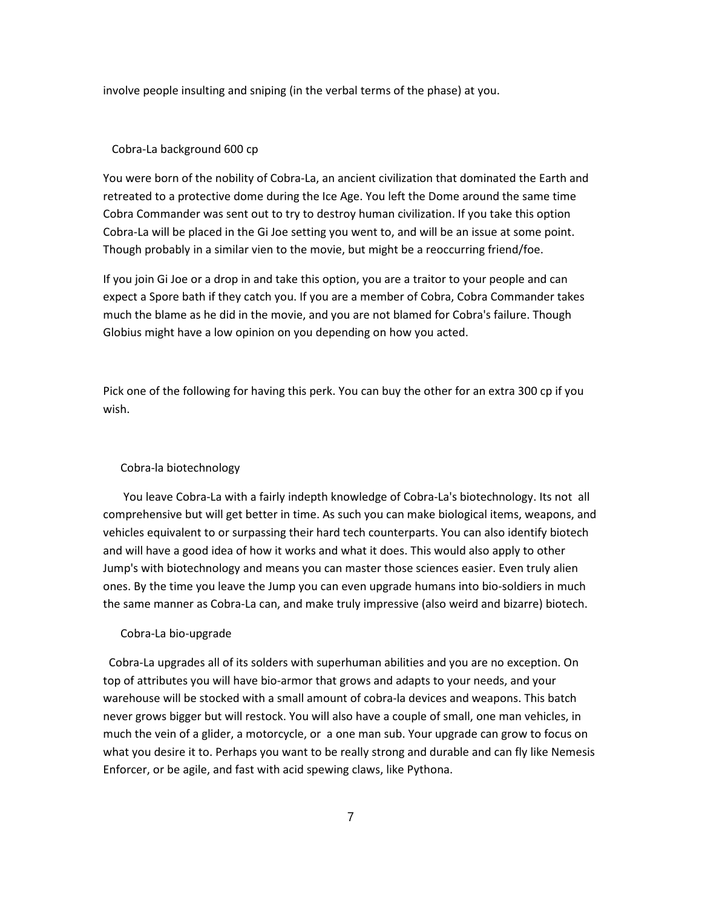involve people insulting and sniping (in the verbal terms of the phase) at you.

### Cobra-La background 600 cp

You were born of the nobility of Cobra-La, an ancient civilization that dominated the Earth and retreated to a protective dome during the Ice Age. You left the Dome around the same time Cobra Commander was sent out to try to destroy human civilization. If you take this option Cobra-La will be placed in the Gi Joe setting you went to, and will be an issue at some point. Though probably in a similar vien to the movie, but might be a reoccurring friend/foe.

If you join Gi Joe or a drop in and take this option, you are a traitor to your people and can expect a Spore bath if they catch you. If you are a member of Cobra, Cobra Commander takes much the blame as he did in the movie, and you are not blamed for Cobra's failure. Though Globius might have a low opinion on you depending on how you acted.

Pick one of the following for having this perk. You can buy the other for an extra 300 cp if you wish.

#### Cobra-la biotechnology

You leave Cobra-La with a fairly indepth knowledge of Cobra-La's biotechnology. Its not all comprehensive but will get better in time. As such you can make biological items, weapons, and vehicles equivalent to or surpassing their hard tech counterparts. You can also identify biotech and will have a good idea of how it works and what it does. This would also apply to other Jump's with biotechnology and means you can master those sciences easier. Even truly alien ones. By the time you leave the Jump you can even upgrade humans into bio-soldiers in much the same manner as Cobra-La can, and make truly impressive (also weird and bizarre) biotech.

#### Cobra-La bio-upgrade

Cobra-La upgrades all of its solders with superhuman abilities and you are no exception. On top of attributes you will have bio-armor that grows and adapts to your needs, and your warehouse will be stocked with a small amount of cobra-la devices and weapons. This batch never grows bigger but will restock. You will also have a couple of small, one man vehicles, in much the vein of a glider, a motorcycle, or a one man sub. Your upgrade can grow to focus on what you desire it to. Perhaps you want to be really strong and durable and can fly like Nemesis Enforcer, or be agile, and fast with acid spewing claws, like Pythona.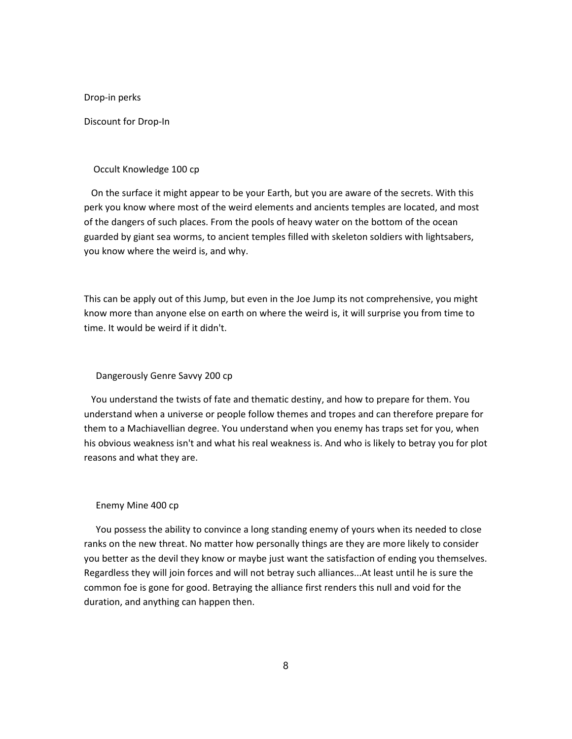## Drop-in perks

Discount for Drop-In

### Occult Knowledge 100 cp

On the surface it might appear to be your Earth, but you are aware of the secrets. With this perk you know where most of the weird elements and ancients temples are located, and most of the dangers of such places. From the pools of heavy water on the bottom of the ocean guarded by giant sea worms, to ancient temples filled with skeleton soldiers with lightsabers, you know where the weird is, and why.

This can be apply out of this Jump, but even in the Joe Jump its not comprehensive, you might know more than anyone else on earth on where the weird is, it will surprise you from time to time. It would be weird if it didn't.

### Dangerously Genre Savvy 200 cp

You understand the twists of fate and thematic destiny, and how to prepare for them. You understand when a universe or people follow themes and tropes and can therefore prepare for them to a Machiavellian degree. You understand when you enemy has traps set for you, when his obvious weakness isn't and what his real weakness is. And who is likely to betray you for plot reasons and what they are.

### Enemy Mine 400 cp

You possess the ability to convince a long standing enemy of yours when its needed to close ranks on the new threat. No matter how personally things are they are more likely to consider you better as the devil they know or maybe just want the satisfaction of ending you themselves. Regardless they will join forces and will not betray such alliances...At least until he is sure the common foe is gone for good. Betraying the alliance first renders this null and void for the duration, and anything can happen then.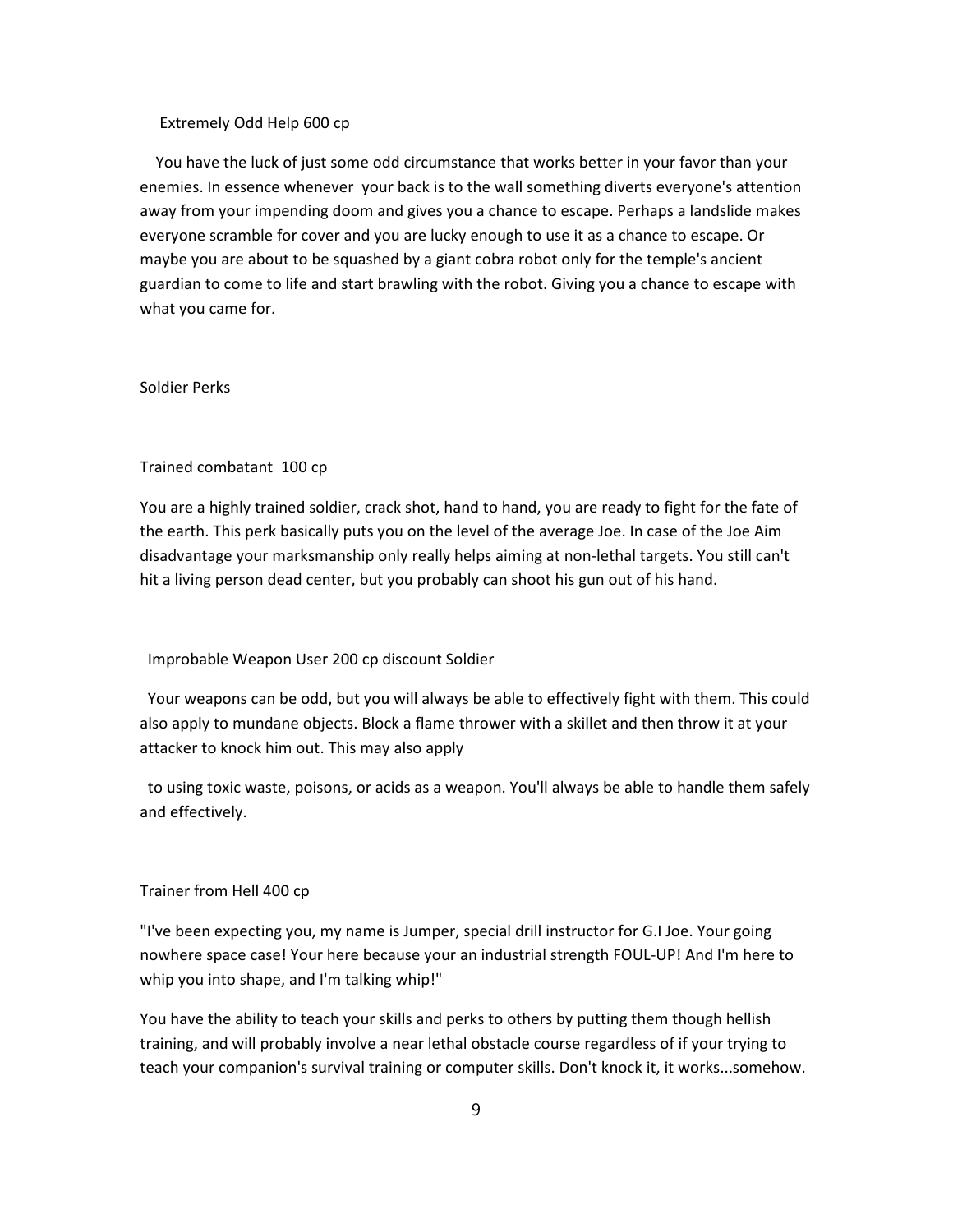Extremely Odd Help 600 cp

You have the luck of just some odd circumstance that works better in your favor than your enemies. In essence whenever your back is to the wall something diverts everyone's attention away from your impending doom and gives you a chance to escape. Perhaps a landslide makes everyone scramble for cover and you are lucky enough to use it as a chance to escape. Or maybe you are about to be squashed by a giant cobra robot only for the temple's ancient guardian to come to life and start brawling with the robot. Giving you a chance to escape with what you came for.

## Soldier Perks

Trained combatant 100 cp

You are a highly trained soldier, crack shot, hand to hand, you are ready to fight for the fate of the earth. This perk basically puts you on the level of the average Joe. In case of the Joe Aim disadvantage your marksmanship only really helps aiming at non-lethal targets. You still can't hit a living person dead center, but you probably can shoot his gun out of his hand.

Improbable Weapon User 200 cp discount Soldier

Your weapons can be odd, but you will always be able to effectively fight with them. This could also apply to mundane objects. Block a flame thrower with a skillet and then throw it at your attacker to knock him out. This may also apply

to using toxic waste, poisons, or acids as a weapon. You'll always be able to handle them safely and effectively.

Trainer from Hell 400 cp

"I've been expecting you, my name is Jumper, special drill instructor for G.I Joe. Your going nowhere space case! Your here because your an industrial strength FOUL-UP! And I'm here to whip you into shape, and I'm talking whip!"

You have the ability to teach your skills and perks to others by putting them though hellish training, and will probably involve a near lethal obstacle course regardless of if your trying to teach your companion's survival training or computer skills. Don't knock it, it works...somehow.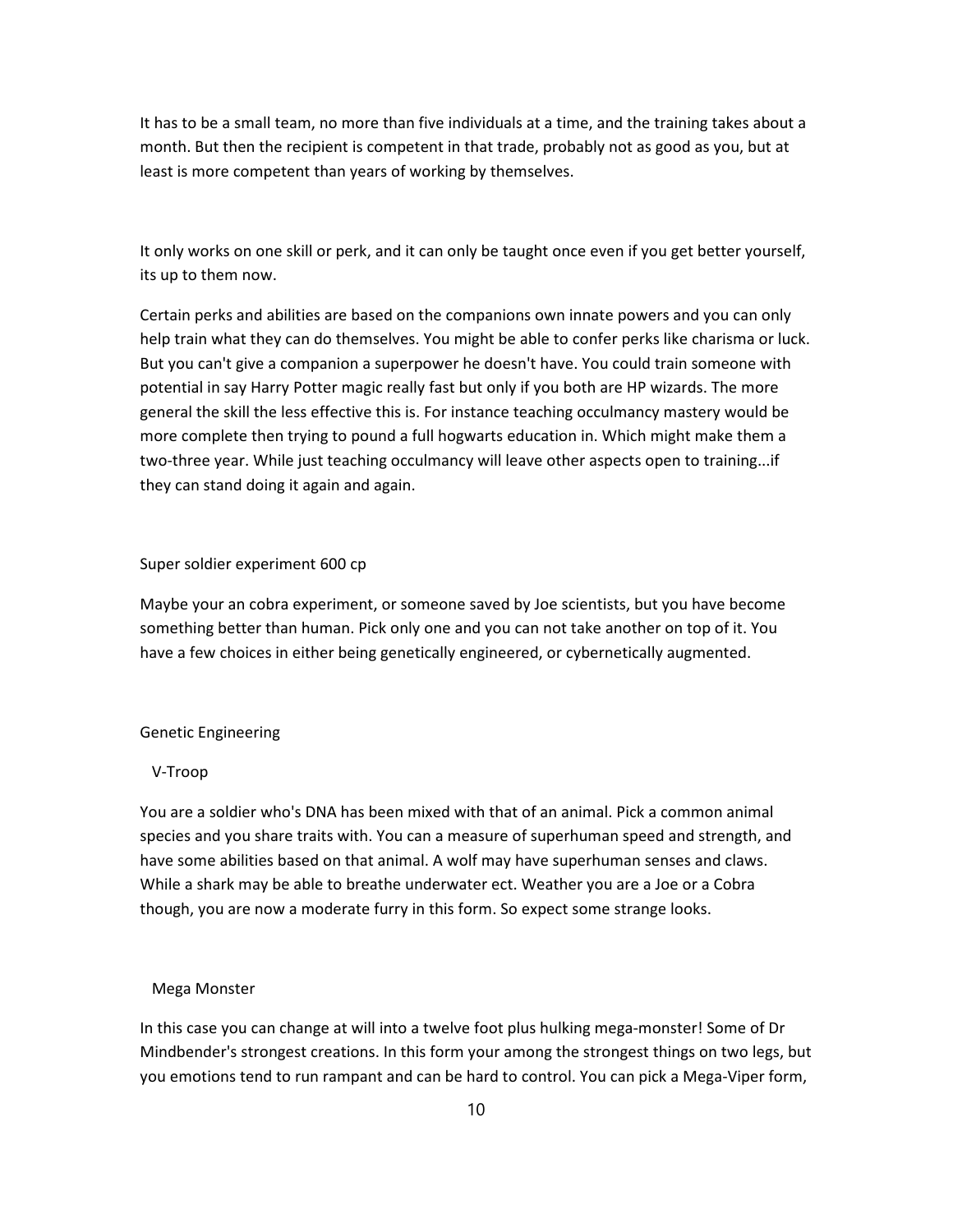It has to be a small team, no more than five individuals at a time, and the training takes about a month. But then the recipient is competent in that trade, probably not as good as you, but at least is more competent than years of working by themselves.

It only works on one skill or perk, and it can only be taught once even if you get better yourself, its up to them now.

Certain perks and abilities are based on the companions own innate powers and you can only help train what they can do themselves. You might be able to confer perks like charisma or luck. But you can't give a companion a superpower he doesn't have. You could train someone with potential in say Harry Potter magic really fast but only if you both are HP wizards. The more general the skill the less effective this is. For instance teaching occulmancy mastery would be more complete then trying to pound a full hogwarts education in. Which might make them a two-three year. While just teaching occulmancy will leave other aspects open to training...if they can stand doing it again and again.

Super soldier experiment 600 cp

Maybe your an cobra experiment, or someone saved by Joe scientists, but you have become something better than human. Pick only one and you can not take another on top of it. You have a few choices in either being genetically engineered, or cybernetically augmented.

Genetic Engineering

V-Troop

You are a soldier who's DNA has been mixed with that of an animal. Pick a common animal species and you share traits with. You can a measure of superhuman speed and strength, and have some abilities based on that animal. A wolf may have superhuman senses and claws. While a shark may be able to breathe underwater ect. Weather you are a Joe or a Cobra though, you are now a moderate furry in this form. So expect some strange looks.

Mega Monster

In this case you can change at will into a twelve foot plus hulking mega-monster! Some of Dr Mindbender's strongest creations. In this form your among the strongest things on two legs, but you emotions tend to run rampant and can be hard to control. You can pick a Mega-Viper form,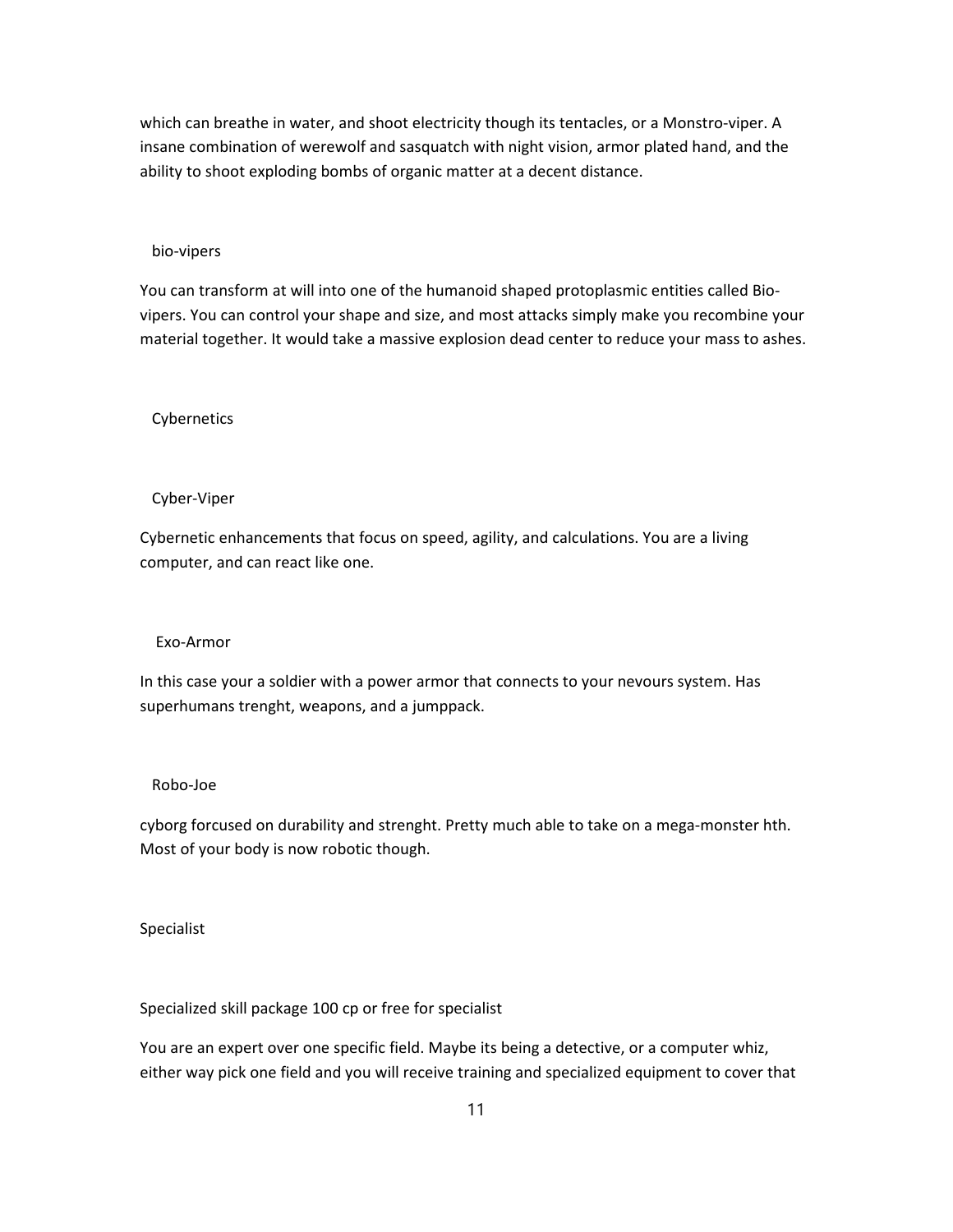which can breathe in water, and shoot electricity though its tentacles, or a Monstro-viper. A insane combination of werewolf and sasquatch with night vision, armor plated hand, and the ability to shoot exploding bombs of organic matter at a decent distance.

### bio-vipers

You can transform at will into one of the humanoid shaped protoplasmic entities called Bio-vipers. You can control your shape and size, and most attacks simply make you recombine your material together. It would take a massive explosion dead center to reduce your mass to ashes.

## Cybernetics

### Cyber-Viper

Cybernetic enhancements that focus on speed, agility, and calculations. You are a living computer, and can react like one.

### Exo-Armor

In this case your a soldier with a power armor that connects to your nevours system. Has superhumans trenght, weapons, and a jumppack.

### Robo-Joe

cyborg forcused on durability and strenght. Pretty much able to take on a mega-monster hth. Most of your body is now robotic though.

## Specialist

### Specialized skill package 100 cp or free for specialist

You are an expert over one specific field. Maybe its being a detective, or a computer whiz, either way pick one field and you will receive training and specialized equipment to cover that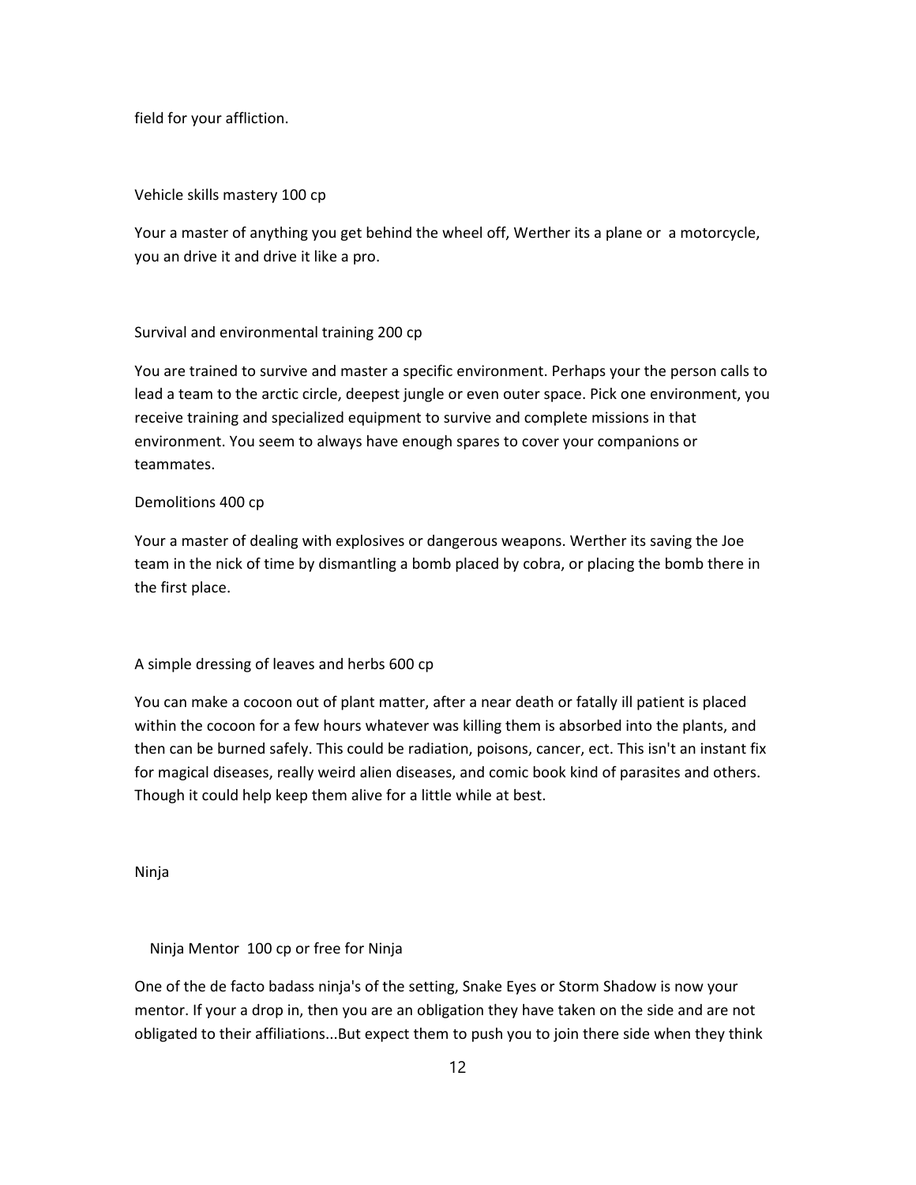field for your affliction.

Vehicle skills mastery 100 cp

Your a master of anything you get behind the wheel off, Werther its a plane or  a motorcycle, you an drive it and drive it like a pro.

Survival and environmental training 200 cp

You are trained to survive and master a specific environment. Perhaps your the person calls to lead a team to the arctic circle, deepest jungle or even outer space. Pick one environment, you receive training and specialized equipment to survive and complete missions in that environment. You seem to always have enough spares to cover your companions or teammates.

Demolitions 400 cp

Your a master of dealing with explosives or dangerous weapons. Werther its saving the Joe team in the nick of time by dismantling a bomb placed by cobra, or placing the bomb there in the first place.

A simple dressing of leaves and herbs 600 cp

You can make a cocoon out of plant matter, after a near death or fatally ill patient is placed within the cocoon for a few hours whatever was killing them is absorbed into the plants, and then can be burned safely. This could be radiation, poisons, cancer, ect. This isn't an instant fix for magical diseases, really weird alien diseases, and comic book kind of parasites and others. Though it could help keep them alive for a little while at best.

Ninja

Ninja Mentor  100 cp or free for Ninja

One of the de facto badass ninja's of the setting, Snake Eyes or Storm Shadow is now your mentor. If your a drop in, then you are an obligation they have taken on the side and are not obligated to their affiliations...But expect them to push you to join there side when they think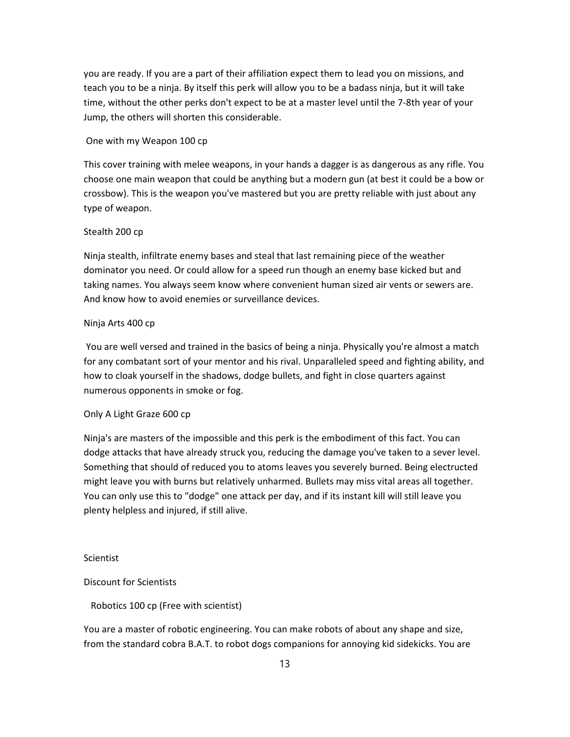you are ready. If you are a part of their affiliation expect them to lead you on missions, and teach you to be a ninja. By itself this perk will allow you to be a badass ninja, but it will take time, without the other perks don't expect to be at a master level until the 7-8th year of your Jump, the others will shorten this considerable.

One with my Weapon 100 cp

This cover training with melee weapons, in your hands a dagger is as dangerous as any rifle. You choose one main weapon that could be anything but a modern gun (at best it could be a bow or crossbow). This is the weapon you've mastered but you are pretty reliable with just about any type of weapon.

Stealth 200 cp

Ninja stealth, infiltrate enemy bases and steal that last remaining piece of the weather dominator you need. Or could allow for a speed run though an enemy base kicked but and taking names. You always seem know where convenient human sized air vents or sewers are. And know how to avoid enemies or surveillance devices.

Ninja Arts 400 cp

You are well versed and trained in the basics of being a ninja. Physically you're almost a match for any combatant sort of your mentor and his rival. Unparalleled speed and fighting ability, and how to cloak yourself in the shadows, dodge bullets, and fight in close quarters against numerous opponents in smoke or fog.

Only A Light Graze 600 cp

Ninja's are masters of the impossible and this perk is the embodiment of this fact. You can dodge attacks that have already struck you, reducing the damage you've taken to a sever level. Something that should of reduced you to atoms leaves you severely burned. Being electructed might leave you with burns but relatively unharmed. Bullets may miss vital areas all together. You can only use this to "dodge" one attack per day, and if its instant kill will still leave you plenty helpless and injured, if still alive.

Scientist

Discount for Scientists

Robotics 100 cp (Free with scientist)

You are a master of robotic engineering. You can make robots of about any shape and size, from the standard cobra B.A.T. to robot dogs companions for annoying kid sidekicks. You are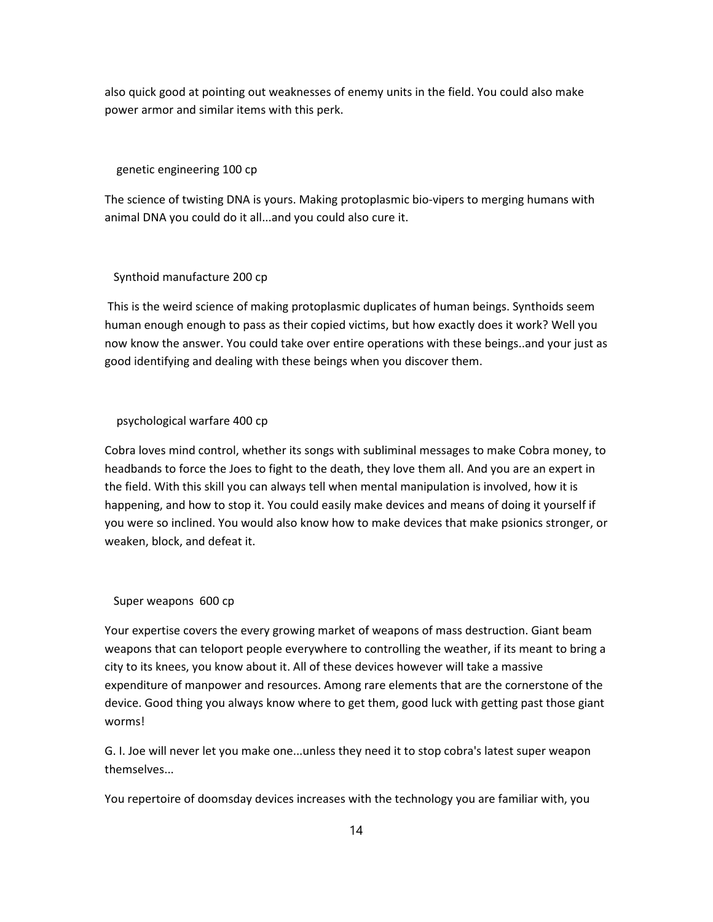also quick good at pointing out weaknesses of enemy units in the field. You could also make power armor and similar items with this perk.

### genetic engineering 100 cp

The science of twisting DNA is yours. Making protoplasmic bio-vipers to merging humans with animal DNA you could do it all...and you could also cure it.

### Synthoid manufacture 200 cp

This is the weird science of making protoplasmic duplicates of human beings. Synthoids seem human enough enough to pass as their copied victims, but how exactly does it work? Well you now know the answer. You could take over entire operations with these beings..and your just as good identifying and dealing with these beings when you discover them.

### psychological warfare 400 cp

Cobra loves mind control, whether its songs with subliminal messages to make Cobra money, to headbands to force the Joes to fight to the death, they love them all. And you are an expert in the field. With this skill you can always tell when mental manipulation is involved, how it is happening, and how to stop it. You could easily make devices and means of doing it yourself if you were so inclined. You would also know how to make devices that make psionics stronger, or weaken, block, and defeat it.

### Super weapons 600 cp

Your expertise covers the every growing market of weapons of mass destruction. Giant beam weapons that can teloport people everywhere to controlling the weather, if its meant to bring a city to its knees, you know about it. All of these devices however will take a massive expenditure of manpower and resources. Among rare elements that are the cornerstone of the device. Good thing you always know where to get them, good luck with getting past those giant worms!

G. I. Joe will never let you make one...unless they need it to stop cobra's latest super weapon themselves...

You repertoire of doomsday devices increases with the technology you are familiar with, you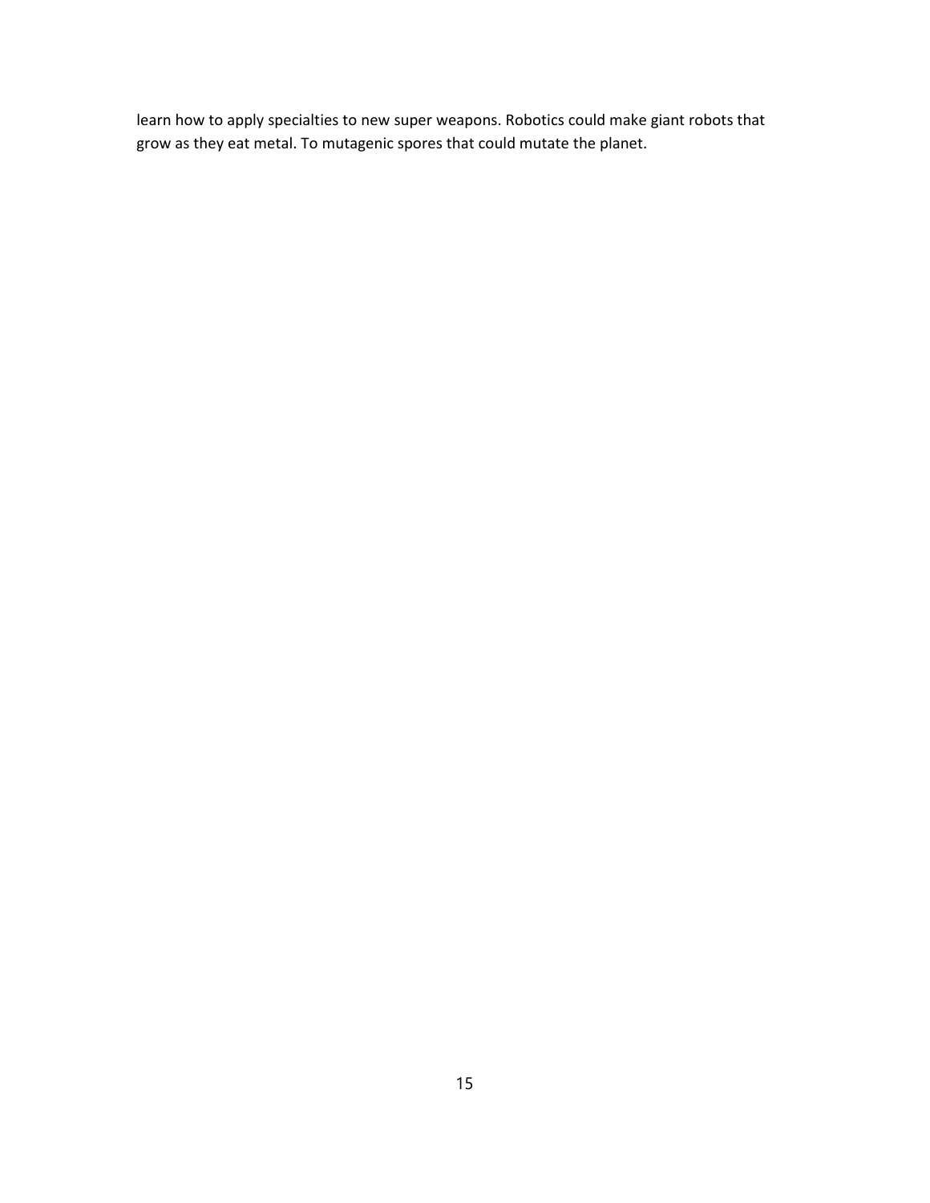learn how to apply specialties to new super weapons. Robotics could make giant robots that grow as they eat metal. To mutagenic spores that could mutate the planet.